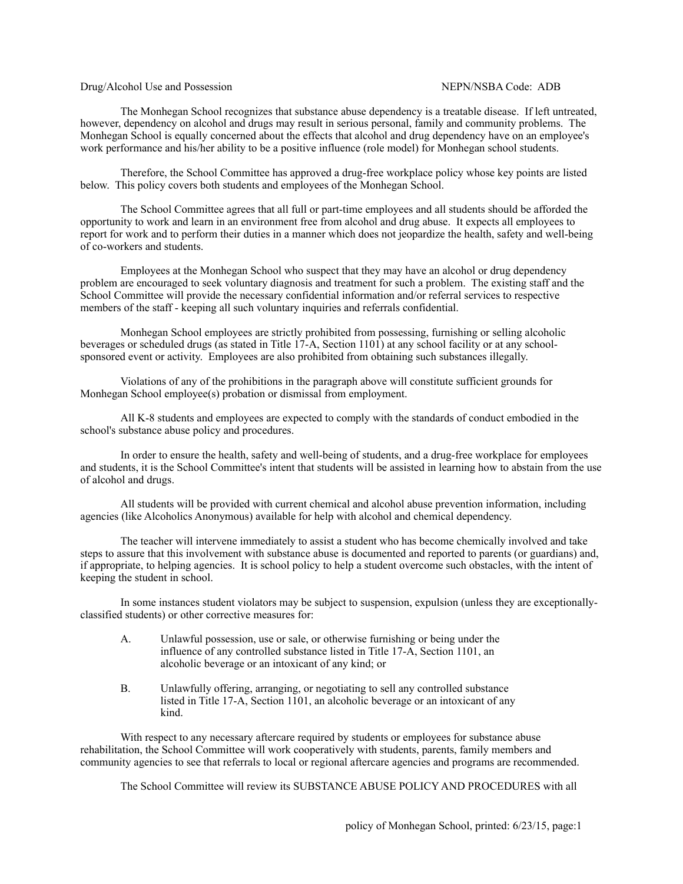Drug/Alcohol Use and Possession NEPN/NSBA Code: ADB

The Monhegan School recognizes that substance abuse dependency is a treatable disease. If left untreated, however, dependency on alcohol and drugs may result in serious personal, family and community problems. The Monhegan School is equally concerned about the effects that alcohol and drug dependency have on an employee's work performance and his/her ability to be a positive influence (role model) for Monhegan school students.

Therefore, the School Committee has approved a drug-free workplace policy whose key points are listed below. This policy covers both students and employees of the Monhegan School.

The School Committee agrees that all full or part-time employees and all students should be afforded the opportunity to work and learn in an environment free from alcohol and drug abuse. It expects all employees to report for work and to perform their duties in a manner which does not jeopardize the health, safety and well-being of co-workers and students.

Employees at the Monhegan School who suspect that they may have an alcohol or drug dependency problem are encouraged to seek voluntary diagnosis and treatment for such a problem. The existing staff and the School Committee will provide the necessary confidential information and/or referral services to respective members of the staff - keeping all such voluntary inquiries and referrals confidential.

Monhegan School employees are strictly prohibited from possessing, furnishing or selling alcoholic beverages or scheduled drugs (as stated in Title 17-A, Section 1101) at any school facility or at any school-sponsored event or activity. Employees are also prohibited from obtaining such substances illegally.

Violations of any of the prohibitions in the paragraph above will constitute sufficient grounds for Monhegan School employee(s) probation or dismissal from employment.

All K-8 students and employees are expected to comply with the standards of conduct embodied in the school's substance abuse policy and procedures.

In order to ensure the health, safety and well-being of students, and a drug-free workplace for employees and students, it is the School Committee's intent that students will be assisted in learning how to abstain from the use of alcohol and drugs.

All students will be provided with current chemical and alcohol abuse prevention information, including agencies (like Alcoholics Anonymous) available for help with alcohol and chemical dependency.

The teacher will intervene immediately to assist a student who has become chemically involved and take steps to assure that this involvement with substance abuse is documented and reported to parents (or guardians) and, if appropriate, to helping agencies. It is school policy to help a student overcome such obstacles, with the intent of keeping the student in school.

In some instances student violators may be subject to suspension, expulsion (unless they are exceptionally-classified students) or other corrective measures for:

A. Unlawful possession, use or sale, or otherwise furnishing or being under the influence of any controlled substance listed in Title 17-A, Section 1101, an alcoholic beverage or an intoxicant of any kind; or

B. Unlawfully offering, arranging, or negotiating to sell any controlled substance listed in Title 17-A, Section 1101, an alcoholic beverage or an intoxicant of any kind.

With respect to any necessary aftercare required by students or employees for substance abuse rehabilitation, the School Committee will work cooperatively with students, parents, family members and community agencies to see that referrals to local or regional aftercare agencies and programs are recommended.

The School Committee will review its SUBSTANCE ABUSE POLICY AND PROCEDURES with all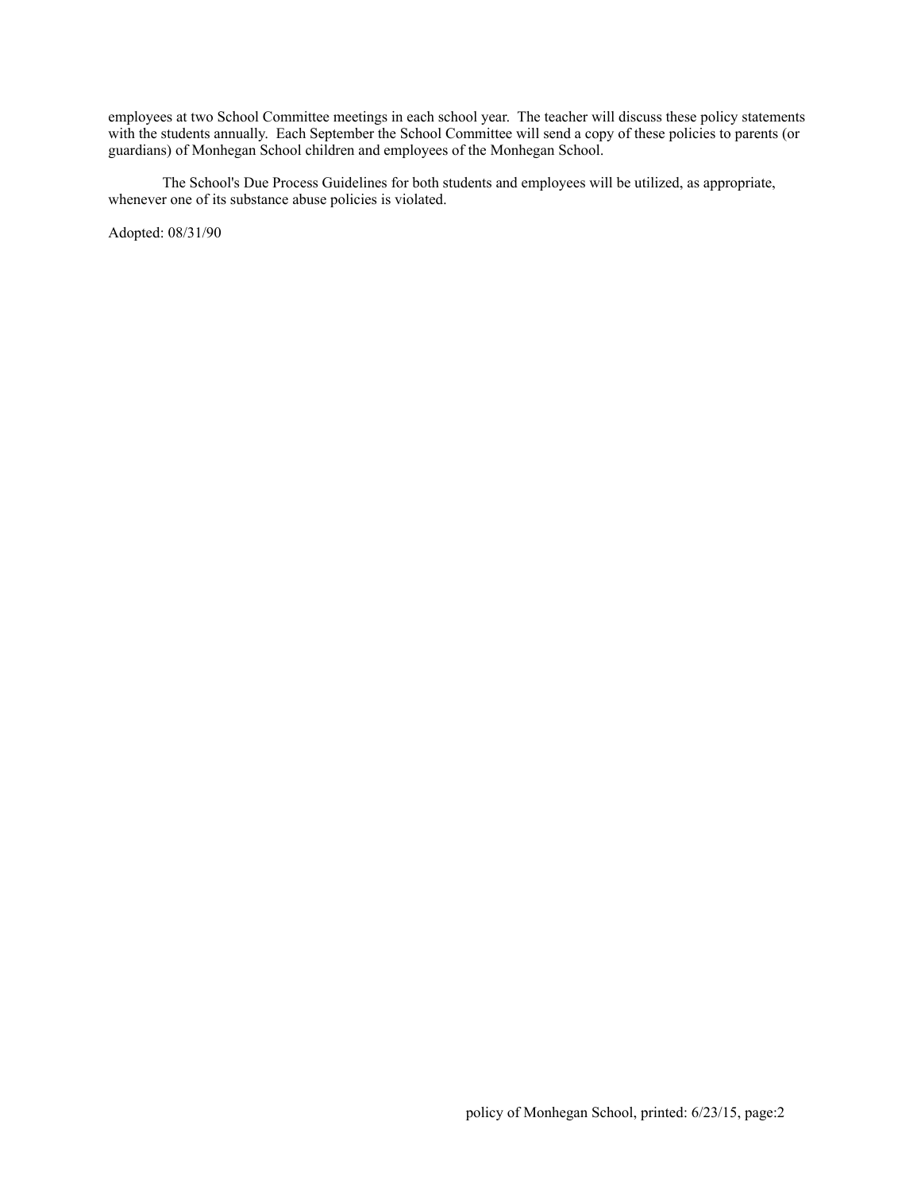employees at two School Committee meetings in each school year. The teacher will discuss these policy statements with the students annually. Each September the School Committee will send a copy of these policies to parents (or guardians) of Monhegan School children and employees of the Monhegan School.

The School's Due Process Guidelines for both students and employees will be utilized, as appropriate, whenever one of its substance abuse policies is violated.

Adopted: 08/31/90